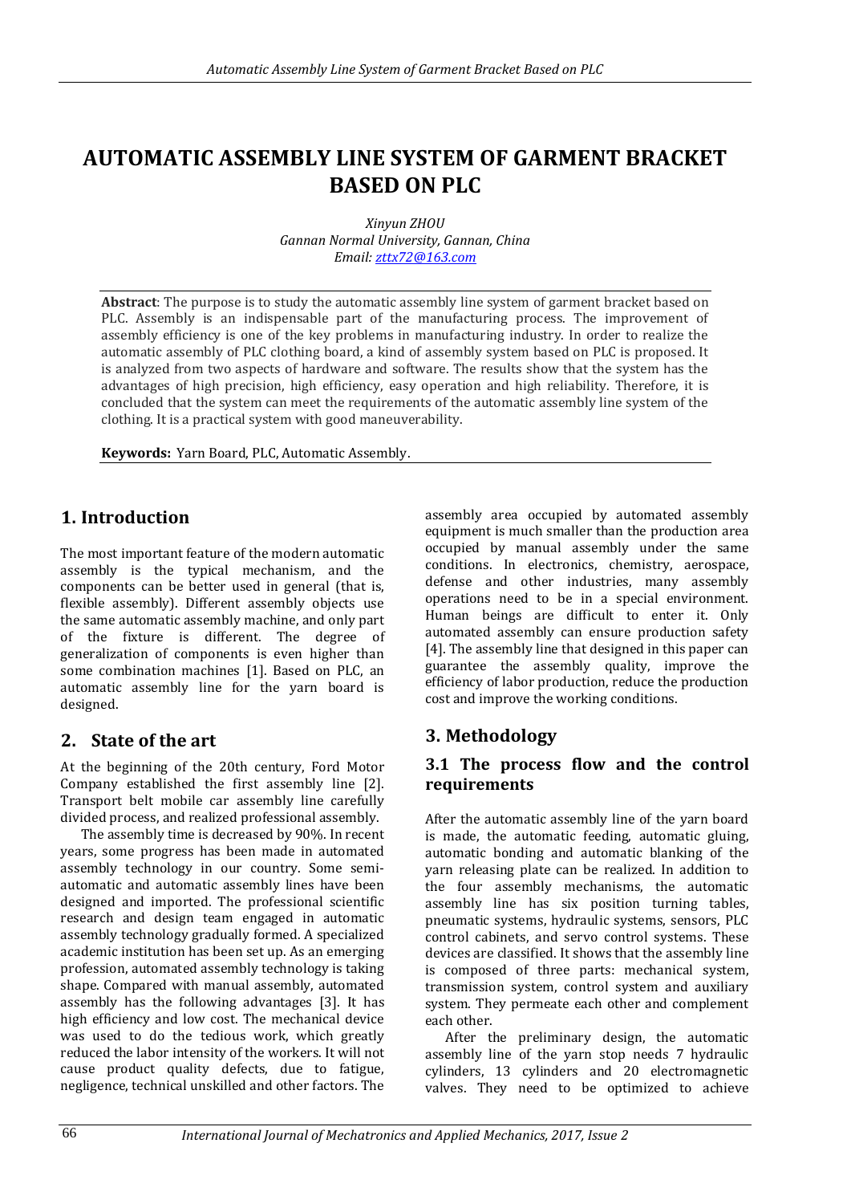# AUTOMATIC ASSEMBLY LINE SYSTEM OF GARMENT BRACKET BASED ON PLC

*Xinyun ZHOU*
*Gannan Normal University, Gannan, China*
*Email: zttx72@163.com*

**Abstract**: The purpose is to study the automatic assembly line system of garment bracket based on PLC. Assembly is an indispensable part of the manufacturing process. The improvement of assembly efficiency is one of the key problems in manufacturing industry. In order to realize the automatic assembly of PLC clothing board, a kind of assembly system based on PLC is proposed. It is analyzed from two aspects of hardware and software. The results show that the system has the advantages of high precision, high efficiency, easy operation and high reliability. Therefore, it is concluded that the system can meet the requirements of the automatic assembly line system of the clothing. It is a practical system with good maneuverability.

**Keywords:** Yarn Board, PLC, Automatic Assembly.

## 1. Introduction

The most important feature of the modern automatic assembly is the typical mechanism, and the components can be better used in general (that is, flexible assembly). Different assembly objects use the same automatic assembly machine, and only part of the fixture is different. The degree of generalization of components is even higher than some combination machines [1]. Based on PLC, an automatic assembly line for the yarn board is designed.

## 2. State of the art

At the beginning of the 20th century, Ford Motor Company established the first assembly line [2]. Transport belt mobile car assembly line carefully divided process, and realized professional assembly.

The assembly time is decreased by 90%. In recent years, some progress has been made in automated assembly technology in our country. Some semi-automatic and automatic assembly lines have been designed and imported. The professional scientific research and design team engaged in automatic assembly technology gradually formed. A specialized academic institution has been set up. As an emerging profession, automated assembly technology is taking shape. Compared with manual assembly, automated assembly has the following advantages [3]. It has high efficiency and low cost. The mechanical device was used to do the tedious work, which greatly reduced the labor intensity of the workers. It will not cause product quality defects, due to fatigue, negligence, technical unskilled and other factors. The assembly area occupied by automated assembly equipment is much smaller than the production area occupied by manual assembly under the same conditions. In electronics, chemistry, aerospace, defense and other industries, many assembly operations need to be in a special environment. Human beings are difficult to enter it. Only automated assembly can ensure production safety [4]. The assembly line that designed in this paper can guarantee the assembly quality, improve the efficiency of labor production, reduce the production cost and improve the working conditions.

## 3. Methodology

### 3.1 The process flow and the control requirements

After the automatic assembly line of the yarn board is made, the automatic feeding, automatic gluing, automatic bonding and automatic blanking of the yarn releasing plate can be realized. In addition to the four assembly mechanisms, the automatic assembly line has six position turning tables, pneumatic systems, hydraulic systems, sensors, PLC control cabinets, and servo control systems. These devices are classified. It shows that the assembly line is composed of three parts: mechanical system, transmission system, control system and auxiliary system. They permeate each other and complement each other.

After the preliminary design, the automatic assembly line of the yarn stop needs 7 hydraulic cylinders, 13 cylinders and 20 electromagnetic valves. They need to be optimized to achieve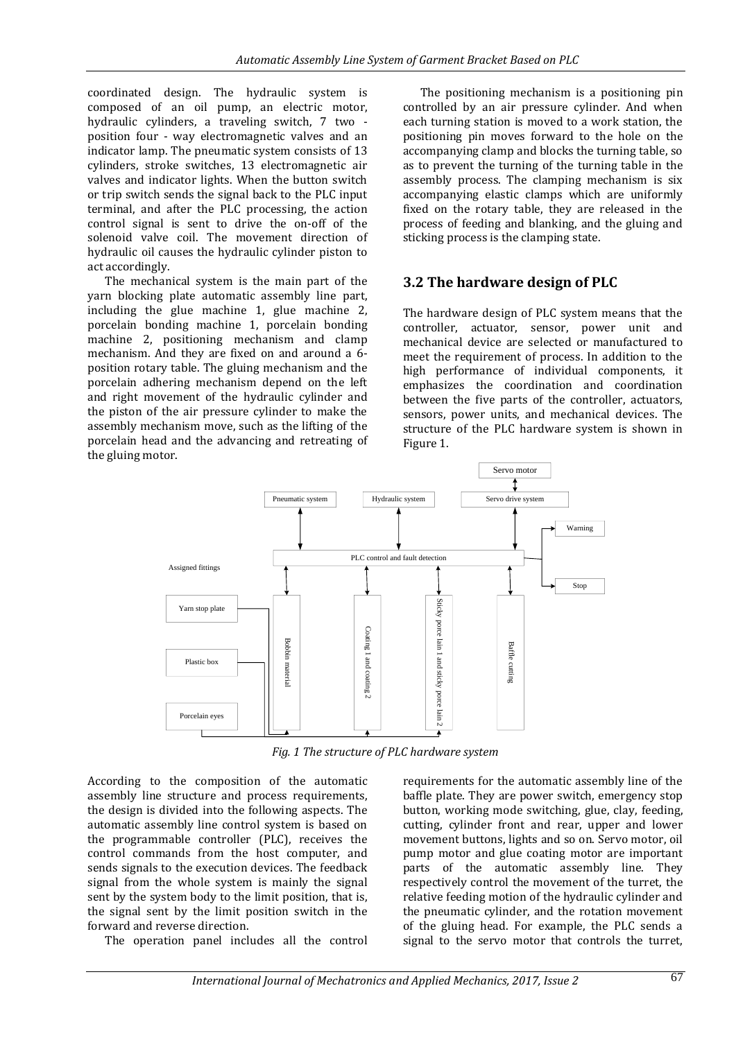coordinated design. The hydraulic system is composed of an oil pump, an electric motor, hydraulic cylinders, a traveling switch, 7 two - position four - way electromagnetic valves and an indicator lamp. The pneumatic system consists of 13 cylinders, stroke switches, 13 electromagnetic air valves and indicator lights. When the button switch or trip switch sends the signal back to the PLC input terminal, and after the PLC processing, the action control signal is sent to drive the on-off of the solenoid valve coil. The movement direction of hydraulic oil causes the hydraulic cylinder piston to act accordingly.

The mechanical system is the main part of the yarn blocking plate automatic assembly line part, including the glue machine 1, glue machine 2, porcelain bonding machine 1, porcelain bonding machine 2, positioning mechanism and clamp mechanism. And they are fixed on and around a 6-position rotary table. The gluing mechanism and the porcelain adhering mechanism depend on the left and right movement of the hydraulic cylinder and the piston of the air pressure cylinder to make the assembly mechanism move, such as the lifting of the porcelain head and the advancing and retreating of the gluing motor.

The positioning mechanism is a positioning pin controlled by an air pressure cylinder. And when each turning station is moved to a work station, the positioning pin moves forward to the hole on the accompanying clamp and blocks the turning table, so as to prevent the turning of the turning table in the assembly process. The clamping mechanism is six accompanying elastic clamps which are uniformly fixed on the rotary table, they are released in the process of feeding and blanking, and the gluing and sticking process is the clamping state.

## 3.2 The hardware design of PLC

The hardware design of PLC system means that the controller, actuator, sensor, power unit and mechanical device are selected or manufactured to meet the requirement of process. In addition to the high performance of individual components, it emphasizes the coordination and coordination between the five parts of the controller, actuators, sensors, power units, and mechanical devices. The structure of the PLC hardware system is shown in Figure 1.

*Fig. 1 The structure of PLC hardware system*

According to the composition of the automatic assembly line structure and process requirements, the design is divided into the following aspects. The automatic assembly line control system is based on the programmable controller (PLC), receives the control commands from the host computer, and sends signals to the execution devices. The feedback signal from the whole system is mainly the signal sent by the system body to the limit position, that is, the signal sent by the limit position switch in the forward and reverse direction.

The operation panel includes all the control requirements for the automatic assembly line of the baffle plate. They are power switch, emergency stop button, working mode switching, glue, clay, feeding, cutting, cylinder front and rear, upper and lower movement buttons, lights and so on. Servo motor, oil pump motor and glue coating motor are important parts of the automatic assembly line. They respectively control the movement of the turret, the relative feeding motion of the hydraulic cylinder and the pneumatic cylinder, and the rotation movement of the gluing head. For example, the PLC sends a signal to the servo motor that controls the turret,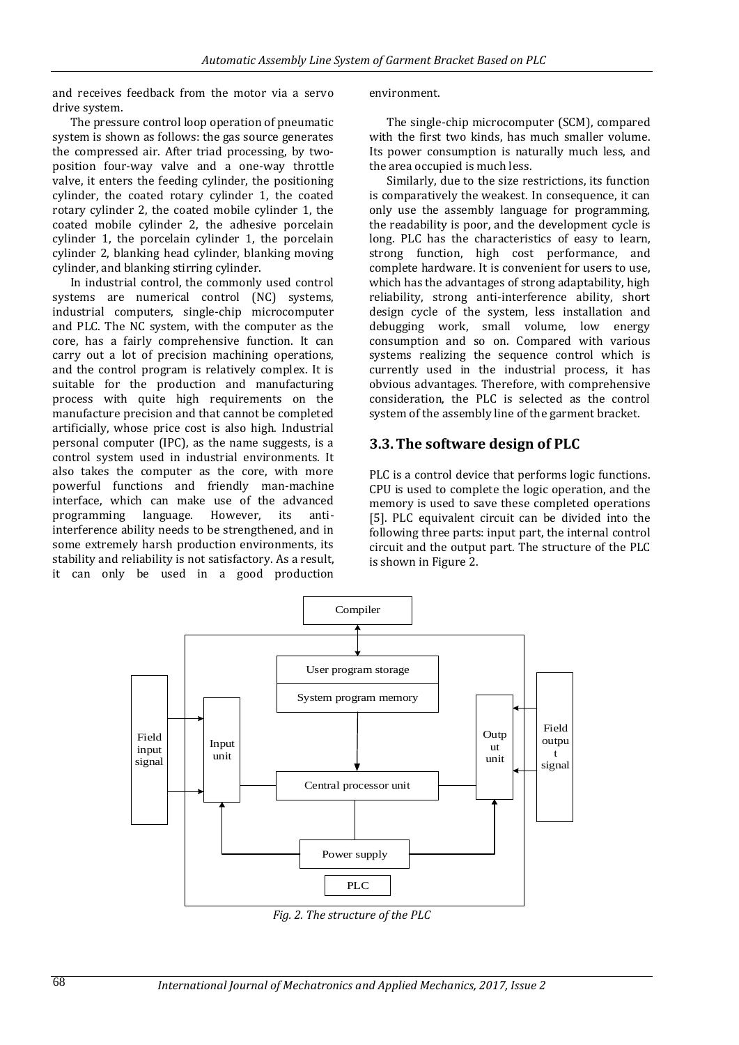and receives feedback from the motor via a servo drive system.

The pressure control loop operation of pneumatic system is shown as follows: the gas source generates the compressed air. After triad processing, by two-position four-way valve and a one-way throttle valve, it enters the feeding cylinder, the positioning cylinder, the coated rotary cylinder 1, the coated rotary cylinder 2, the coated mobile cylinder 1, the coated mobile cylinder 2, the adhesive porcelain cylinder 1, the porcelain cylinder 1, the porcelain cylinder 2, blanking head cylinder, blanking moving cylinder, and blanking stirring cylinder.

In industrial control, the commonly used control systems are numerical control (NC) systems, industrial computers, single-chip microcomputer and PLC. The NC system, with the computer as the core, has a fairly comprehensive function. It can carry out a lot of precision machining operations, and the control program is relatively complex. It is suitable for the production and manufacturing process with quite high requirements on the manufacture precision and that cannot be completed artificially, whose price cost is also high. Industrial personal computer (IPC), as the name suggests, is a control system used in industrial environments. It also takes the computer as the core, with more powerful functions and friendly man-machine interface, which can make use of the advanced programming language. However, its anti-interference ability needs to be strengthened, and in some extremely harsh production environments, its stability and reliability is not satisfactory. As a result, it can only be used in a good production environment.

The single-chip microcomputer (SCM), compared with the first two kinds, has much smaller volume. Its power consumption is naturally much less, and the area occupied is much less.

Similarly, due to the size restrictions, its function is comparatively the weakest. In consequence, it can only use the assembly language for programming, the readability is poor, and the development cycle is long. PLC has the characteristics of easy to learn, strong function, high cost performance, and complete hardware. It is convenient for users to use, which has the advantages of strong adaptability, high reliability, strong anti-interference ability, short design cycle of the system, less installation and debugging work, small volume, low energy consumption and so on. Compared with various systems realizing the sequence control which is currently used in the industrial process, it has obvious advantages. Therefore, with comprehensive consideration, the PLC is selected as the control system of the assembly line of the garment bracket.

## 3.3. The software design of PLC

PLC is a control device that performs logic functions. CPU is used to complete the logic operation, and the memory is used to save these completed operations [5]. PLC equivalent circuit can be divided into the following three parts: input part, the internal control circuit and the output part. The structure of the PLC is shown in Figure 2.

*Fig. 2. The structure of the PLC*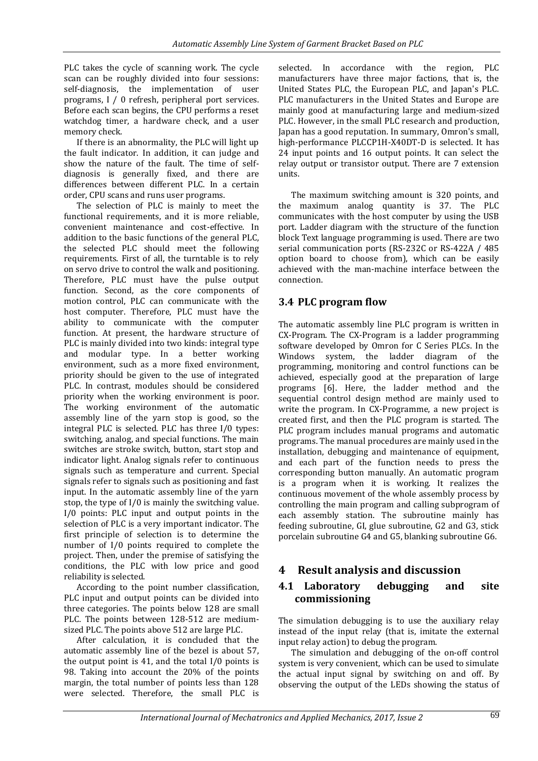PLC takes the cycle of scanning work. The cycle scan can be roughly divided into four sessions: self-diagnosis, the implementation of user programs, I / 0 refresh, peripheral port services. Before each scan begins, the CPU performs a reset watchdog timer, a hardware check, and a user memory check.

If there is an abnormality, the PLC will light up the fault indicator. In addition, it can judge and show the nature of the fault. The time of self-diagnosis is generally fixed, and there are differences between different PLC. In a certain order, CPU scans and runs user programs.

The selection of PLC is mainly to meet the functional requirements, and it is more reliable, convenient maintenance and cost-effective. In addition to the basic functions of the general PLC, the selected PLC should meet the following requirements. First of all, the turntable is to rely on servo drive to control the walk and positioning. Therefore, PLC must have the pulse output function. Second, as the core components of motion control, PLC can communicate with the host computer. Therefore, PLC must have the ability to communicate with the computer function. At present, the hardware structure of PLC is mainly divided into two kinds: integral type and modular type. In a better working environment, such as a more fixed environment, priority should be given to the use of integrated PLC. In contrast, modules should be considered priority when the working environment is poor. The working environment of the automatic assembly line of the yarn stop is good, so the integral PLC is selected. PLC has three I/0 types: switching, analog, and special functions. The main switches are stroke switch, button, start stop and indicator light. Analog signals refer to continuous signals such as temperature and current. Special signals refer to signals such as positioning and fast input. In the automatic assembly line of the yarn stop, the type of I/0 is mainly the switching value. I/0 points: PLC input and output points in the selection of PLC is a very important indicator. The first principle of selection is to determine the number of I/0 points required to complete the project. Then, under the premise of satisfying the conditions, the PLC with low price and good reliability is selected.

According to the point number classification, PLC input and output points can be divided into three categories. The points below 128 are small PLC. The points between 128-512 are medium-sized PLC. The points above 512 are large PLC.

After calculation, it is concluded that the automatic assembly line of the bezel is about 57, the output point is 41, and the total I/0 points is 98. Taking into account the 20% of the points margin, the total number of points less than 128 were selected. Therefore, the small PLC is selected. In accordance with the region, PLC manufacturers have three major factions, that is, the United States PLC, the European PLC, and Japan's PLC. PLC manufacturers in the United States and Europe are mainly good at manufacturing large and medium-sized PLC. However, in the small PLC research and production, Japan has a good reputation. In summary, Omron's small, high-performance PLCCP1H-X40DT-D is selected. It has 24 input points and 16 output points. It can select the relay output or transistor output. There are 7 extension units.

The maximum switching amount is 320 points, and the maximum analog quantity is 37. The PLC communicates with the host computer by using the USB port. Ladder diagram with the structure of the function block Text language programming is used. There are two serial communication ports (RS-232C or RS-422A / 485 option board to choose from), which can be easily achieved with the man-machine interface between the connection.

## 3.4 PLC program flow

The automatic assembly line PLC program is written in CX-Program. The CX-Program is a ladder programming software developed by Omron for C Series PLCs. In the Windows system, the ladder diagram of the programming, monitoring and control functions can be achieved, especially good at the preparation of large programs [6]. Here, the ladder method and the sequential control design method are mainly used to write the program. In CX-Programme, a new project is created first, and then the PLC program is started. The PLC program includes manual programs and automatic programs. The manual procedures are mainly used in the installation, debugging and maintenance of equipment, and each part of the function needs to press the corresponding button manually. An automatic program is a program when it is working. It realizes the continuous movement of the whole assembly process by controlling the main program and calling subprogram of each assembly station. The subroutine mainly has feeding subroutine, GI, glue subroutine, G2 and G3, stick porcelain subroutine G4 and G5, blanking subroutine G6.

# 4 Result analysis and discussion

## 4.1 Laboratory debugging and site commissioning

The simulation debugging is to use the auxiliary relay instead of the input relay (that is, imitate the external input relay action) to debug the program.

The simulation and debugging of the on-off control system is very convenient, which can be used to simulate the actual input signal by switching on and off. By observing the output of the LEDs showing the status of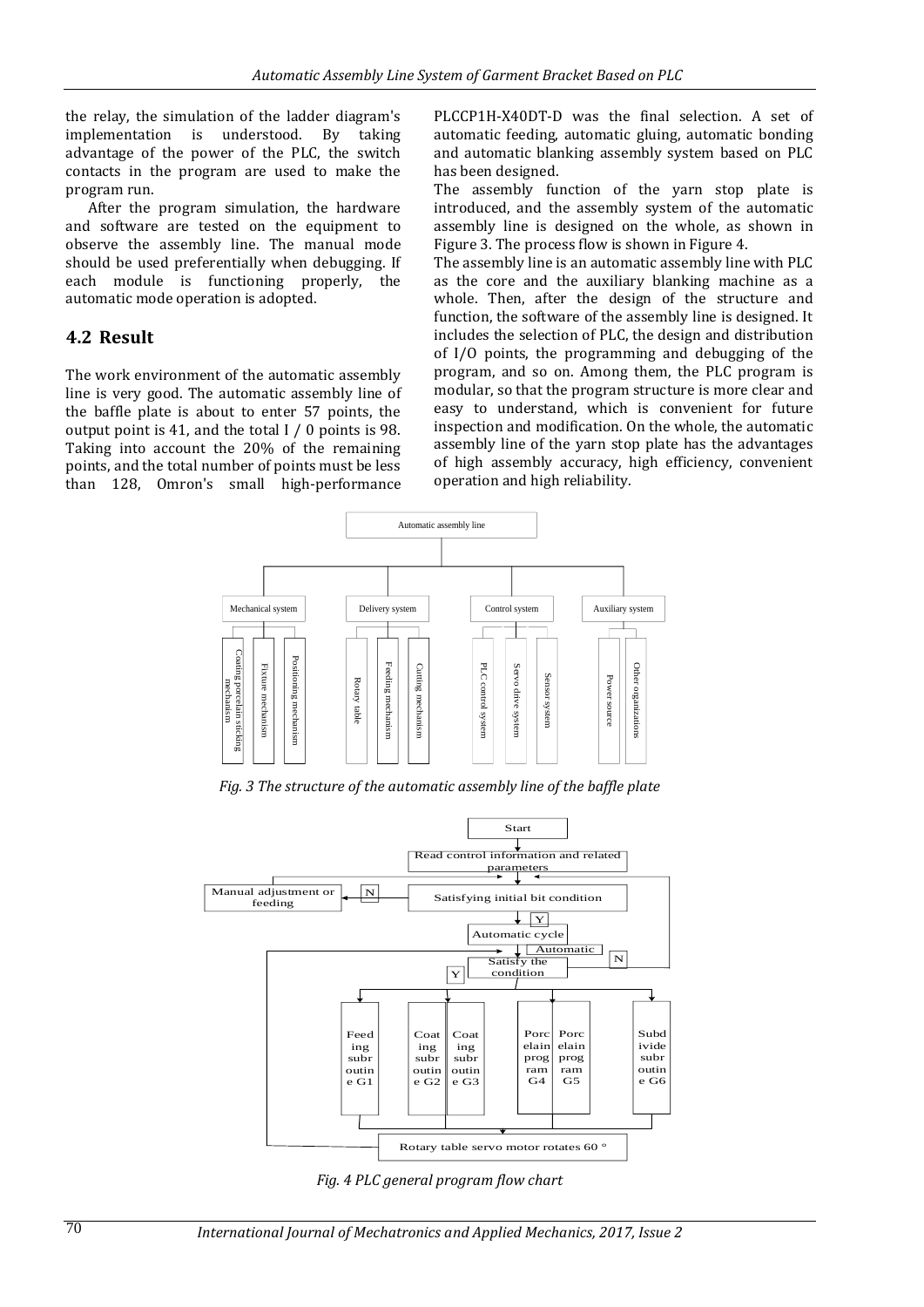the relay, the simulation of the ladder diagram's implementation is understood. By taking advantage of the power of the PLC, the switch contacts in the program are used to make the program run.

After the program simulation, the hardware and software are tested on the equipment to observe the assembly line. The manual mode should be used preferentially when debugging. If each module is functioning properly, the automatic mode operation is adopted.

## 4.2 Result

The work environment of the automatic assembly line is very good. The automatic assembly line of the baffle plate is about to enter 57 points, the output point is 41, and the total I / 0 points is 98. Taking into account the 20% of the remaining points, and the total number of points must be less than 128, Omron's small high-performance PLCCP1H-X40DT-D was the final selection. A set of automatic feeding, automatic gluing, automatic bonding and automatic blanking assembly system based on PLC has been designed.

The assembly function of the yarn stop plate is introduced, and the assembly system of the automatic assembly line is designed on the whole, as shown in Figure 3. The process flow is shown in Figure 4.

The assembly line is an automatic assembly line with PLC as the core and the auxiliary blanking machine as a whole. Then, after the design of the structure and function, the software of the assembly line is designed. It includes the selection of PLC, the design and distribution of I/O points, the programming and debugging of the program, and so on. Among them, the PLC program is modular, so that the program structure is more clear and easy to understand, which is convenient for future inspection and modification. On the whole, the automatic assembly line of the yarn stop plate has the advantages of high assembly accuracy, high efficiency, convenient operation and high reliability.

*Fig. 3 The structure of the automatic assembly line of the baffle plate*

*Fig. 4 PLC general program flow chart*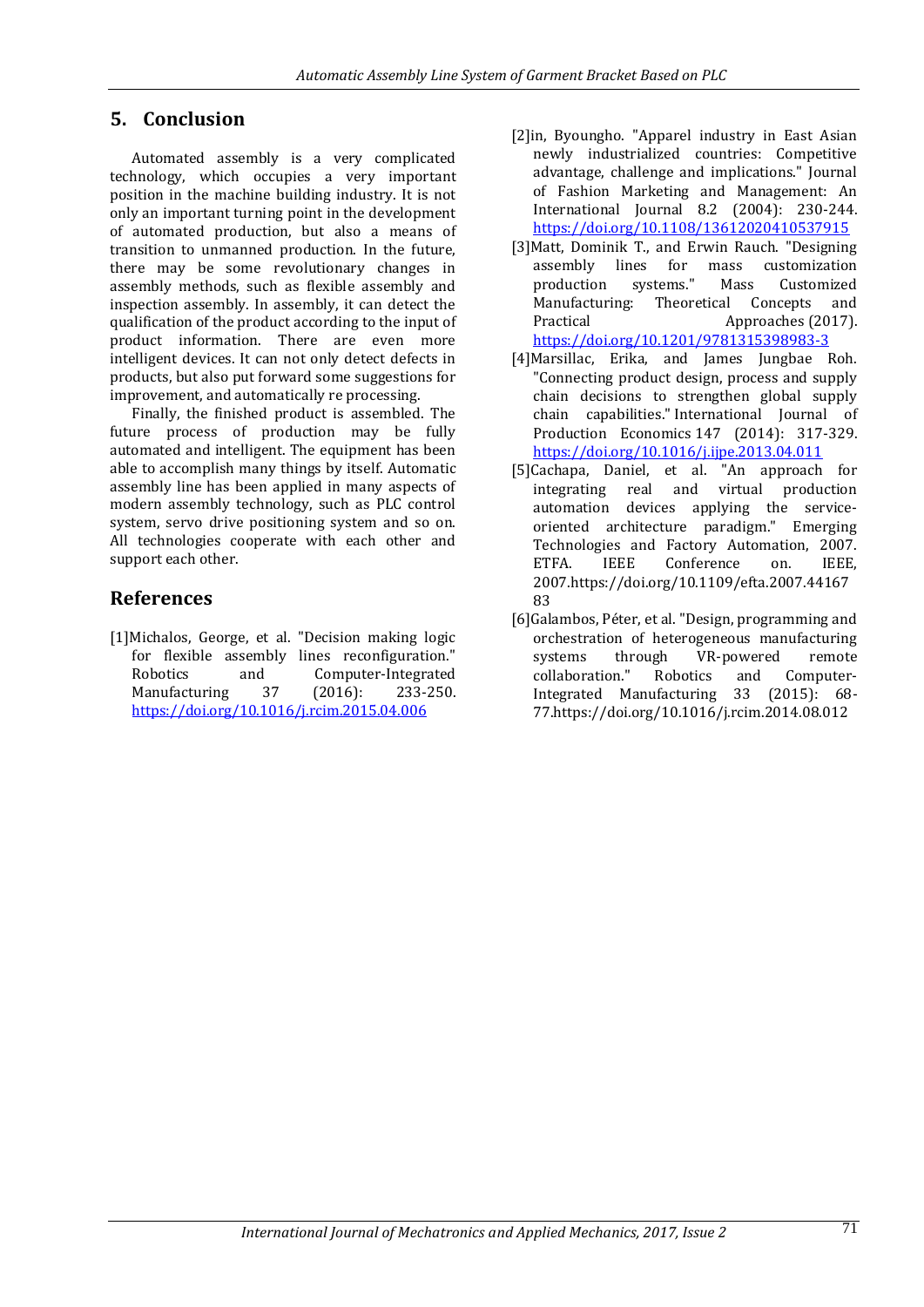## 5. Conclusion

Automated assembly is a very complicated technology, which occupies a very important position in the machine building industry. It is not only an important turning point in the development of automated production, but also a means of transition to unmanned production. In the future, there may be some revolutionary changes in assembly methods, such as flexible assembly and inspection assembly. In assembly, it can detect the qualification of the product according to the input of product information. There are even more intelligent devices. It can not only detect defects in products, but also put forward some suggestions for improvement, and automatically re processing.

Finally, the finished product is assembled. The future process of production may be fully automated and intelligent. The equipment has been able to accomplish many things by itself. Automatic assembly line has been applied in many aspects of modern assembly technology, such as PLC control system, servo drive positioning system and so on. All technologies cooperate with each other and support each other.

## References

[1]Michalos, George, et al. "Decision making logic for flexible assembly lines reconfiguration." Robotics and Computer-Integrated Manufacturing 37 (2016): 233-250. https://doi.org/10.1016/j.rcim.2015.04.006

[2]in, Byoungho. "Apparel industry in East Asian newly industrialized countries: Competitive advantage, challenge and implications." Journal of Fashion Marketing and Management: An International Journal 8.2 (2004): 230-244. https://doi.org/10.1108/13612020410537915

[3]Matt, Dominik T., and Erwin Rauch. "Designing assembly lines for mass customization production systems." Mass Customized Manufacturing: Theoretical Concepts and Practical Approaches (2017). https://doi.org/10.1201/9781315398983-3

[4]Marsillac, Erika, and James Jungbae Roh. "Connecting product design, process and supply chain decisions to strengthen global supply chain capabilities." International Journal of Production Economics 147 (2014): 317-329. https://doi.org/10.1016/j.ijpe.2013.04.011

[5]Cachapa, Daniel, et al. "An approach for integrating real and virtual production automation devices applying the service-oriented architecture paradigm." Emerging Technologies and Factory Automation, 2007. ETFA. IEEE Conference on. IEEE, 2007.https://doi.org/10.1109/efta.2007.4416783

[6]Galambos, Péter, et al. "Design, programming and orchestration of heterogeneous manufacturing systems through VR-powered remote collaboration." Robotics and Computer-Integrated Manufacturing 33 (2015): 68-77.https://doi.org/10.1016/j.rcim.2014.08.012